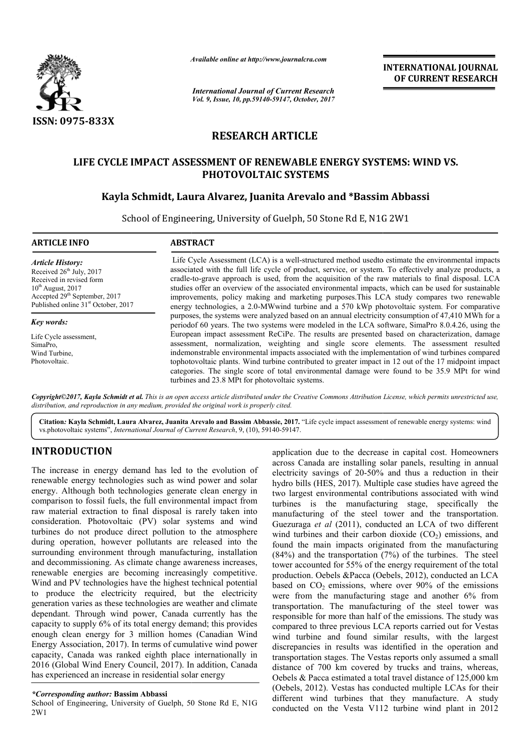*Available online at http://www.journalcra.com*

*International Journal of Current Research*
*Vol. 9, Issue, 10, pp.59140-59147, October, 2017*

**INTERNATIONAL JOURNAL OF CURRENT RESEARCH**

ISSN: 0975-833X

# RESEARCH ARTICLE

## LIFE CYCLE IMPACT ASSESSMENT OF RENEWABLE ENERGY SYSTEMS: WIND VS. PHOTOVOLTAIC SYSTEMS

**Kayla Schmidt, Laura Alvarez, Juanita Arevalo and \*Bassim Abbassi**

School of Engineering, University of Guelph, 50 Stone Rd E, N1G 2W1

### ARTICLE INFO

*Article History:*
Received 26th July, 2017
Received in revised form
10th August, 2017
Accepted 29th September, 2017
Published online 31st October, 2017

*Key words:*

Life Cycle assessment,
SimaPro,
Wind Turbine,
Photovoltaic.

### ABSTRACT

Life Cycle Assessment (LCA) is a well-structured method usedto estimate the environmental impacts associated with the full life cycle of product, service, or system. To effectively analyze products, a cradle-to-grave approach is used, from the acquisition of the raw materials to final disposal. LCA studies offer an overview of the associated environmental impacts, which can be used for sustainable improvements, policy making and marketing purposes.This LCA study compares two renewable energy technologies, a 2.0-MWwind turbine and a 570 kWp photovoltaic system. For comparative purposes, the systems were analyzed based on an annual electricity consumption of 47,410 MWh for a periodof 60 years. The two systems were modeled in the LCA software, SimaPro 8.0.4.26, using the European impact assessment ReCiPe. The results are presented based on characterization, damage assessment, normalization, weighting and single score elements. The assessment resulted indemonstrable environmental impacts associated with the implementation of wind turbines compared tophotovoltaic plants. Wind turbine contributed to greater impact in 12 out of the 17 midpoint impact categories. The single score of total environmental damage were found to be 35.9 MPt for wind turbines and 23.8 MPt for photovoltaic systems.

*Copyright©2017, Kayla Schmidt et al. This is an open access article distributed under the Creative Commons Attribution License, which permits unrestricted use, distribution, and reproduction in any medium, provided the original work is properly cited.*

**Citation: Kayla Schmidt, Laura Alvarez, Juanita Arevalo and Bassim Abbassie, 2017.** "Life cycle impact assessment of renewable energy systems: wind vs.photovoltaic systems", *International Journal of Current Research*, 9, (10), 59140-59147.

## INTRODUCTION

The increase in energy demand has led to the evolution of renewable energy technologies such as wind power and solar energy. Although both technologies generate clean energy in comparison to fossil fuels, the full environmental impact from raw material extraction to final disposal is rarely taken into consideration. Photovoltaic (PV) solar systems and wind turbines do not produce direct pollution to the atmosphere during operation, however pollutants are released into the surrounding environment through manufacturing, installation and decommissioning. As climate change awareness increases, renewable energies are becoming increasingly competitive. Wind and PV technologies have the highest technical potential to produce the electricity required, but the electricity generation varies as these technologies are weather and climate dependant. Through wind power, Canada currently has the capacity to supply 6% of its total energy demand; this provides enough clean energy for 3 million homes (Canadian Wind Energy Association, 2017). In terms of cumulative wind power capacity, Canada was ranked eighth place internationally in 2016 (Global Wind Enery Council, 2017). In addition, Canada has experienced an increase in residential solar energy application due to the decrease in capital cost. Homeowners across Canada are installing solar panels, resulting in annual electricity savings of 20-50% and thus a reduction in their hydro bills (HES, 2017). Multiple case studies have agreed the two largest environmental contributions associated with wind turbines is the manufacturing stage, specifically the manufacturing of the steel tower and the transportation. Guezuraga *et al* (2011), conducted an LCA of two different wind turbines and their carbon dioxide ($CO_2$) emissions, and found the main impacts originated from the manufacturing (84%) and the transportation (7%) of the turbines. The steel tower accounted for 55% of the energy requirement of the total production. Oebels &Pacca (Oebels, 2012), conducted an LCA based on $CO_2$ emissions, where over 90% of the emissions were from the manufacturing stage and another 6% from transportation. The manufacturing of the steel tower was responsible for more than half of the emissions. The study was compared to three previous LCA reports carried out for Vestas wind turbine and found similar results, with the largest discrepancies in results was identified in the operation and transportation stages. The Vestas reports only assumed a small distance of 700 km covered by trucks and trains, whereas, Oebels & Pacca estimated a total travel distance of 125,000 km (Oebels, 2012). Vestas has conducted multiple LCAs for their different wind turbines that they manufacture. A study conducted on the Vesta V112 turbine wind plant in 2012

*\*Corresponding author:* **Bassim Abbassi**
School of Engineering, University of Guelph, 50 Stone Rd E, N1G 2W1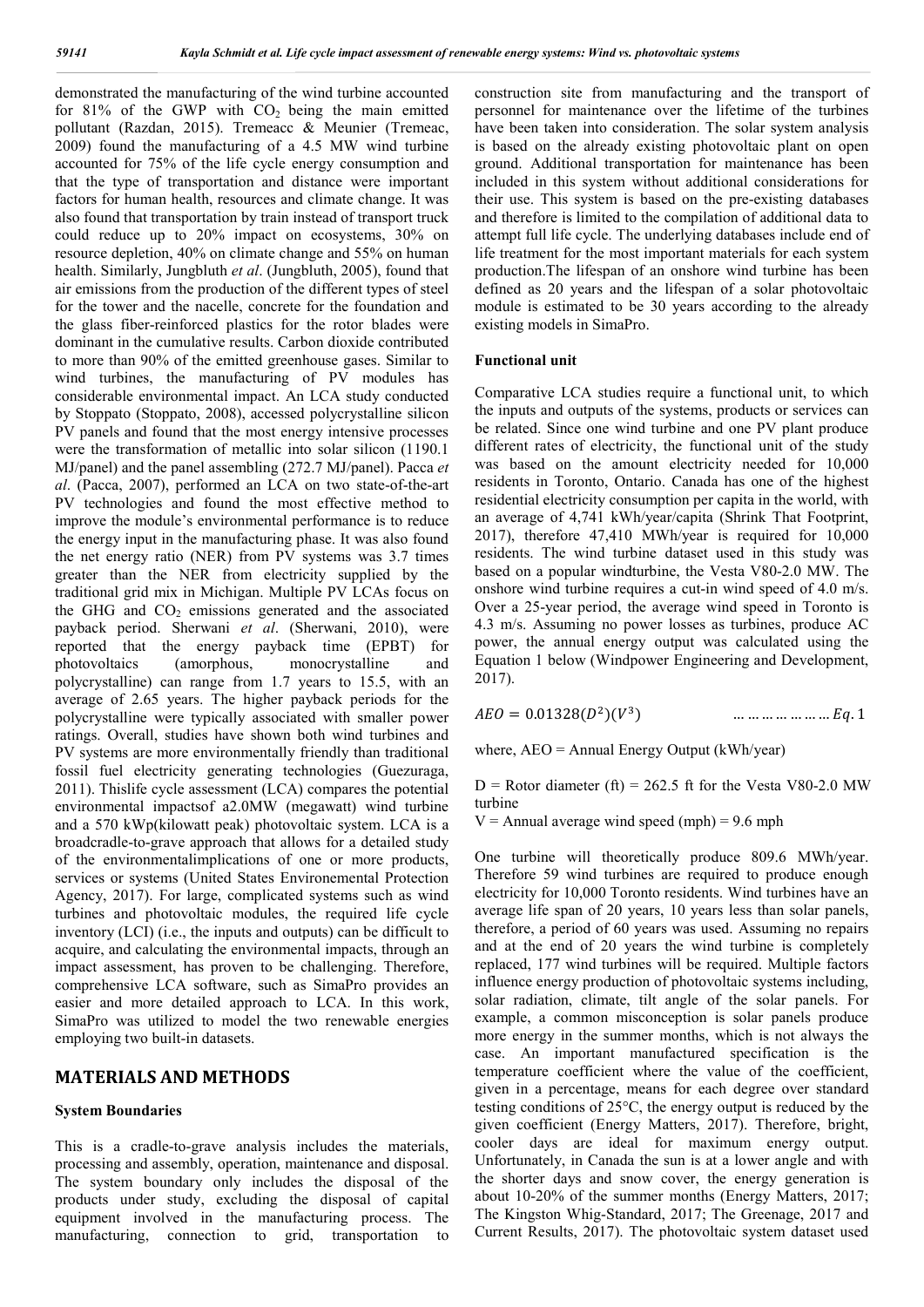demonstrated the manufacturing of the wind turbine accounted for 81% of the GWP with $CO_2$ being the main emitted pollutant (Razdan, 2015). Tremeacc & Meunier (Tremeac, 2009) found the manufacturing of a 4.5 MW wind turbine accounted for 75% of the life cycle energy consumption and that the type of transportation and distance were important factors for human health, resources and climate change. It was also found that transportation by train instead of transport truck could reduce up to 20% impact on ecosystems, 30% on resource depletion, 40% on climate change and 55% on human health. Similarly, Jungbluth *et al*. (Jungbluth, 2005), found that air emissions from the production of the different types of steel for the tower and the nacelle, concrete for the foundation and the glass fiber-reinforced plastics for the rotor blades were dominant in the cumulative results. Carbon dioxide contributed to more than 90% of the emitted greenhouse gases. Similar to wind turbines, the manufacturing of PV modules has considerable environmental impact. An LCA study conducted by Stoppato (Stoppato, 2008), accessed polycrystalline silicon PV panels and found that the most energy intensive processes were the transformation of metallic into solar silicon (1190.1 MJ/panel) and the panel assembling (272.7 MJ/panel). Pacca *et al*. (Pacca, 2007), performed an LCA on two state-of-the-art PV technologies and found the most effective method to improve the module's environmental performance is to reduce the energy input in the manufacturing phase. It was also found the net energy ratio (NER) from PV systems was 3.7 times greater than the NER from electricity supplied by the traditional grid mix in Michigan. Multiple PV LCAs focus on the GHG and $CO_2$ emissions generated and the associated payback period. Sherwani *et al*. (Sherwani, 2010), were reported that the energy payback time (EPBT) for photovoltaics (amorphous, monocrystalline and polycrystalline) can range from 1.7 years to 15.5, with an average of 2.65 years. The higher payback periods for the polycrystalline were typically associated with smaller power ratings. Overall, studies have shown both wind turbines and PV systems are more environmentally friendly than traditional fossil fuel electricity generating technologies (Guezuraga, 2011). Thislife cycle assessment (LCA) compares the potential environmental impactsof a2.0MW (megawatt) wind turbine and a 570 kWp(kilowatt peak) photovoltaic system. LCA is a broadcradle-to-grave approach that allows for a detailed study of the environmentalimplications of one or more products, services or systems (United States Environemental Protection Agency, 2017). For large, complicated systems such as wind turbines and photovoltaic modules, the required life cycle inventory (LCI) (i.e., the inputs and outputs) can be difficult to acquire, and calculating the environmental impacts, through an impact assessment, has proven to be challenging. Therefore, comprehensive LCA software, such as SimaPro provides an easier and more detailed approach to LCA. In this work, SimaPro was utilized to model the two renewable energies employing two built-in datasets.

## MATERIALS AND METHODS

### System Boundaries

This is a cradle-to-grave analysis includes the materials, processing and assembly, operation, maintenance and disposal. The system boundary only includes the disposal of the products under study, excluding the disposal of capital equipment involved in the manufacturing process. The manufacturing, connection to grid, transportation to construction site from manufacturing and the transport of personnel for maintenance over the lifetime of the turbines have been taken into consideration. The solar system analysis is based on the already existing photovoltaic plant on open ground. Additional transportation for maintenance has been included in this system without additional considerations for their use. This system is based on the pre-existing databases and therefore is limited to the compilation of additional data to attempt full life cycle. The underlying databases include end of life treatment for the most important materials for each system production.The lifespan of an onshore wind turbine has been defined as 20 years and the lifespan of a solar photovoltaic module is estimated to be 30 years according to the already existing models in SimaPro.

### Functional unit

Comparative LCA studies require a functional unit, to which the inputs and outputs of the systems, products or services can be related. Since one wind turbine and one PV plant produce different rates of electricity, the functional unit of the study was based on the amount electricity needed for 10,000 residents in Toronto, Ontario. Canada has one of the highest residential electricity consumption per capita in the world, with an average of 4,741 kWh/year/capita (Shrink That Footprint, 2017), therefore 47,410 MWh/year is required for 10,000 residents. The wind turbine dataset used in this study was based on a popular windturbine, the Vesta V80-2.0 MW. The onshore wind turbine requires a cut-in wind speed of 4.0 m/s. Over a 25-year period, the average wind speed in Toronto is 4.3 m/s. Assuming no power losses as turbines, produce AC power, the annual energy output was calculated using the Equation 1 below (Windpower Engineering and Development, 2017).

$$AEO = 0.01328(D^2)(V^3) \quad \ldots\ldots\ldots\ldots\ldots\ldots Eq. 1$$

where, AEO = Annual Energy Output (kWh/year)

D = Rotor diameter (ft) = 262.5 ft for the Vesta V80-2.0 MW turbine

V = Annual average wind speed (mph) = 9.6 mph

One turbine will theoretically produce 809.6 MWh/year. Therefore 59 wind turbines are required to produce enough electricity for 10,000 Toronto residents. Wind turbines have an average life span of 20 years, 10 years less than solar panels, therefore, a period of 60 years was used. Assuming no repairs and at the end of 20 years the wind turbine is completely replaced, 177 wind turbines will be required. Multiple factors influence energy production of photovoltaic systems including, solar radiation, climate, tilt angle of the solar panels. For example, a common misconception is solar panels produce more energy in the summer months, which is not always the case. An important manufactured specification is the temperature coefficient where the value of the coefficient, given in a percentage, means for each degree over standard testing conditions of 25°C, the energy output is reduced by the given coefficient (Energy Matters, 2017). Therefore, bright, cooler days are ideal for maximum energy output. Unfortunately, in Canada the sun is at a lower angle and with the shorter days and snow cover, the energy generation is about 10-20% of the summer months (Energy Matters, 2017; The Kingston Whig-Standard, 2017; The Greenage, 2017 and Current Results, 2017). The photovoltaic system dataset used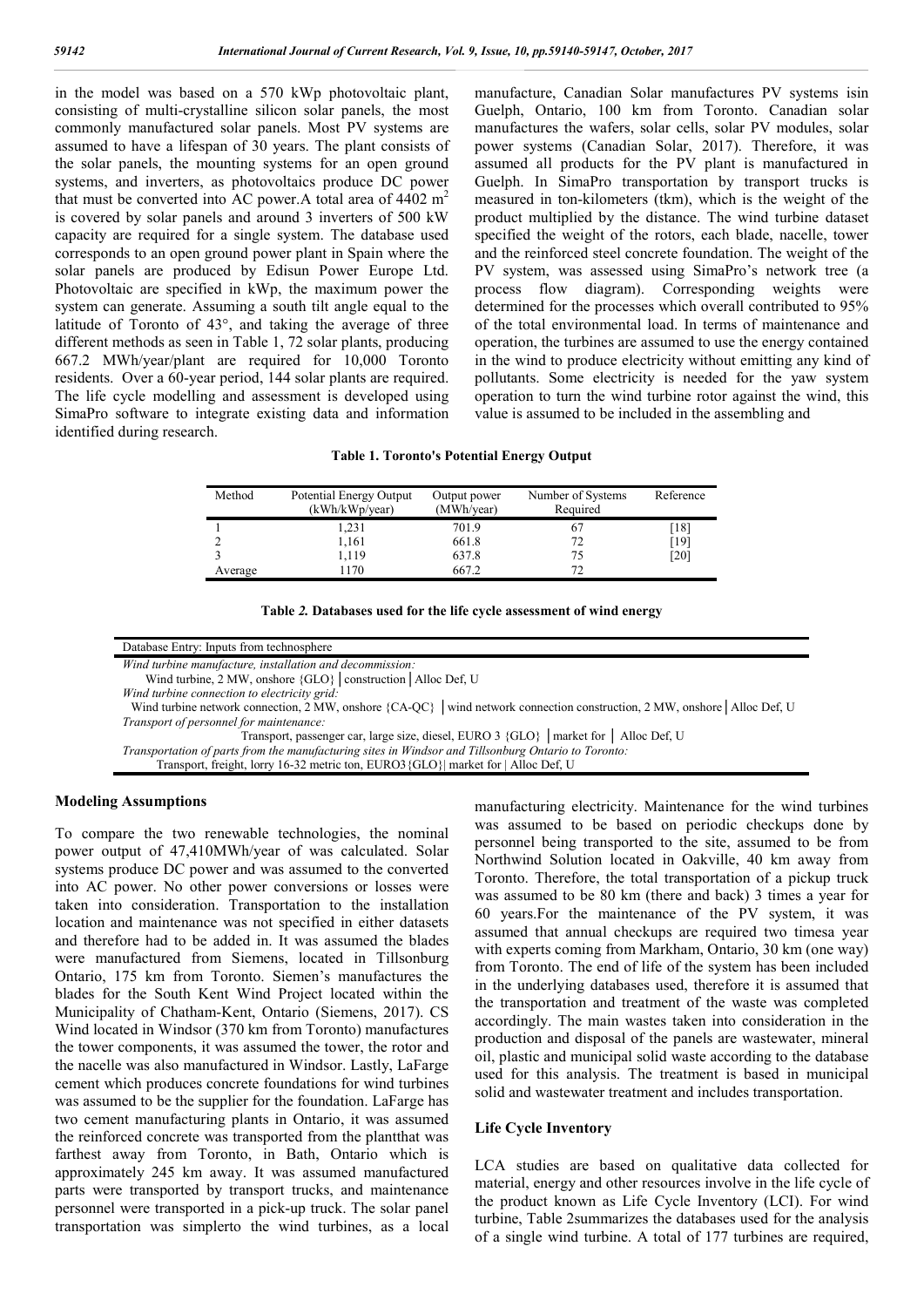in the model was based on a 570 kWp photovoltaic plant, consisting of multi-crystalline silicon solar panels, the most commonly manufactured solar panels. Most PV systems are assumed to have a lifespan of 30 years. The plant consists of the solar panels, the mounting systems for an open ground systems, and inverters, as photovoltaics produce DC power that must be converted into AC power.A total area of 4402 $m^2$ is covered by solar panels and around 3 inverters of 500 kW capacity are required for a single system. The database used corresponds to an open ground power plant in Spain where the solar panels are produced by Edisun Power Europe Ltd. Photovoltaic are specified in kWp, the maximum power the system can generate. Assuming a south tilt angle equal to the latitude of Toronto of 43°, and taking the average of three different methods as seen in Table 1, 72 solar plants, producing 667.2 MWh/year/plant are required for 10,000 Toronto residents. Over a 60-year period, 144 solar plants are required. The life cycle modelling and assessment is developed using SimaPro software to integrate existing data and information identified during research.

manufacture, Canadian Solar manufactures PV systems isin Guelph, Ontario, 100 km from Toronto. Canadian solar manufactures the wafers, solar cells, solar PV modules, solar power systems (Canadian Solar, 2017). Therefore, it was assumed all products for the PV plant is manufactured in Guelph. In SimaPro transportation by transport trucks is measured in ton-kilometers (tkm), which is the weight of the product multiplied by the distance. The wind turbine dataset specified the weight of the rotors, each blade, nacelle, tower and the reinforced steel concrete foundation. The weight of the PV system, was assessed using SimaPro's network tree (a process flow diagram). Corresponding weights were determined for the processes which overall contributed to 95% of the total environmental load. In terms of maintenance and operation, the turbines are assumed to use the energy contained in the wind to produce electricity without emitting any kind of pollutants. Some electricity is needed for the yaw system operation to turn the wind turbine rotor against the wind, this value is assumed to be included in the assembling and

**Table 1. Toronto's Potential Energy Output**

| Method | Potential Energy Output (kWh/kWp/year) | Output power (MWh/year) | Number of Systems Required | Reference |
|---|---|---|---|---|
| 1 | 1,231 | 701.9 | 67 | [18] |
| 2 | 1,161 | 661.8 | 72 | [19] |
| 3 | 1,119 | 637.8 | 75 | [20] |
| Average | 1170 | 667.2 | 72 | |

**Table *2.* Databases used for the life cycle assessment of wind energy**

| Database Entry: Inputs from technosphere |
|---|
| *Wind turbine manufacture, installation and decommission:* |
| Wind turbine, 2 MW, onshore {GLO} │construction │Alloc Def, U |
| *Wind turbine connection to electricity grid:* |
| Wind turbine network connection, 2 MW, onshore {CA-QC} │wind network connection construction, 2 MW, onshore│Alloc Def, U |
| *Transport of personnel for maintenance:* |
| Transport, passenger car, large size, diesel, EURO 3 {GLO} │market for │ Alloc Def, U |
| *Transportation of parts from the manufacturing sites in Windsor and Tillsonburg Ontario to Toronto:* |
| Transport, freight, lorry 16-32 metric ton, EURO3{GLO}│ market for │ Alloc Def, U |

## Modeling Assumptions

To compare the two renewable technologies, the nominal power output of 47,410MWh/year of was calculated. Solar systems produce DC power and was assumed to the converted into AC power. No other power conversions or losses were taken into consideration. Transportation to the installation location and maintenance was not specified in either datasets and therefore had to be added in. It was assumed the blades were manufactured from Siemens, located in Tillsonburg Ontario, 175 km from Toronto. Siemen's manufactures the blades for the South Kent Wind Project located within the Municipality of Chatham-Kent, Ontario (Siemens, 2017). CS Wind located in Windsor (370 km from Toronto) manufactures the tower components, it was assumed the tower, the rotor and the nacelle was also manufactured in Windsor. Lastly, LaFarge cement which produces concrete foundations for wind turbines was assumed to be the supplier for the foundation. LaFarge has two cement manufacturing plants in Ontario, it was assumed the reinforced concrete was transported from the plantthat was farthest away from Toronto, in Bath, Ontario which is approximately 245 km away. It was assumed manufactured parts were transported by transport trucks, and maintenance personnel were transported in a pick-up truck. The solar panel transportation was simplerto the wind turbines, as a local

manufacturing electricity. Maintenance for the wind turbines was assumed to be based on periodic checkups done by personnel being transported to the site, assumed to be from Northwind Solution located in Oakville, 40 km away from Toronto. Therefore, the total transportation of a pickup truck was assumed to be 80 km (there and back) 3 times a year for 60 years.For the maintenance of the PV system, it was assumed that annual checkups are required two timesa year with experts coming from Markham, Ontario, 30 km (one way) from Toronto. The end of life of the system has been included in the underlying databases used, therefore it is assumed that the transportation and treatment of the waste was completed accordingly. The main wastes taken into consideration in the production and disposal of the panels are wastewater, mineral oil, plastic and municipal solid waste according to the database used for this analysis. The treatment is based in municipal solid and wastewater treatment and includes transportation.

## Life Cycle Inventory

LCA studies are based on qualitative data collected for material, energy and other resources involve in the life cycle of the product known as Life Cycle Inventory (LCI). For wind turbine, Table 2summarizes the databases used for the analysis of a single wind turbine. A total of 177 turbines are required,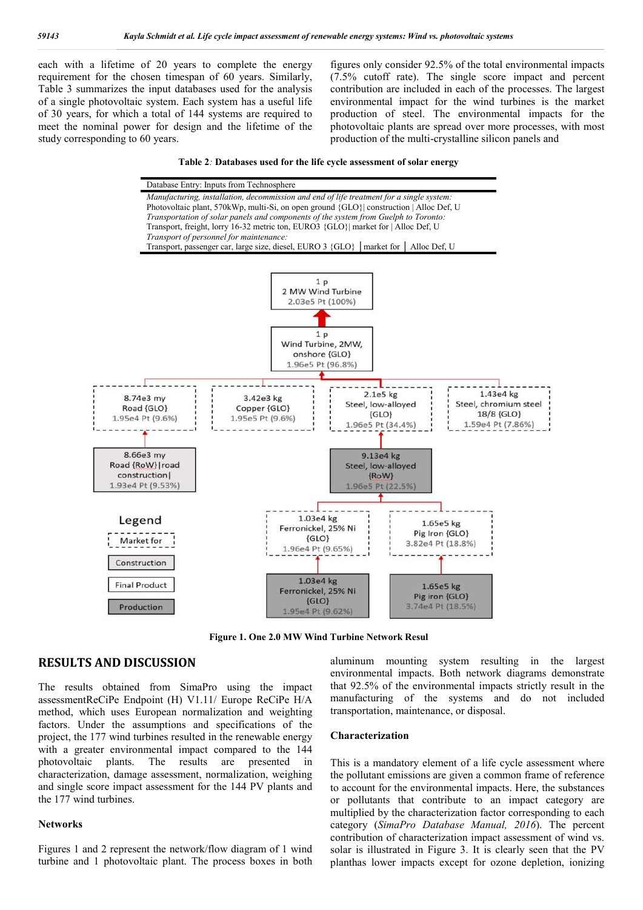each with a lifetime of 20 years to complete the energy requirement for the chosen timespan of 60 years. Similarly, Table 3 summarizes the input databases used for the analysis of a single photovoltaic system. Each system has a useful life of 30 years, for which a total of 144 systems are required to meet the nominal power for design and the lifetime of the study corresponding to 60 years.

figures only consider 92.5% of the total environmental impacts (7.5% cutoff rate). The single score impact and percent contribution are included in each of the processes. The largest environmental impact for the wind turbines is the market production of steel. The environmental impacts for the photovoltaic plants are spread over more processes, with most production of the multi-crystalline silicon panels and

**Table 2***:* **Databases used for the life cycle assessment of solar energy**

| Database Entry: Inputs from Technosphere |
|---|
| *Manufacturing, installation, decommission and end of life treatment for a single system:* |
| Photovoltaic plant, 570kWp, multi-Si, on open ground {GLO}\| construction \| Alloc Def, U |
| *Transportation of solar panels and components of the system from Guelph to Toronto:* |
| Transport, freight, lorry 16-32 metric ton, EURO3 {GLO}\| market for \| Alloc Def, U |
| *Transport of personnel for maintenance:* |
| Transport, passenger car, large size, diesel, EURO 3 {GLO} \| market for \| Alloc Def, U |

**Figure 1. One 2.0 MW Wind Turbine Network Resul**

## RESULTS AND DISCUSSION

The results obtained from SimaPro using the impact assessmentReCiPe Endpoint (H) V1.11/ Europe ReCiPe H/A method, which uses European normalization and weighting factors. Under the assumptions and specifications of the project, the 177 wind turbines resulted in the renewable energy with a greater environmental impact compared to the 144 photovoltaic plants. The results are presented in characterization, damage assessment, normalization, weighing and single score impact assessment for the 144 PV plants and the 177 wind turbines.

### Networks

Figures 1 and 2 represent the network/flow diagram of 1 wind turbine and 1 photovoltaic plant. The process boxes in both aluminum mounting system resulting in the largest environmental impacts. Both network diagrams demonstrate that 92.5% of the environmental impacts strictly result in the manufacturing of the systems and do not included transportation, maintenance, or disposal.

### Characterization

This is a mandatory element of a life cycle assessment where the pollutant emissions are given a common frame of reference to account for the environmental impacts. Here, the substances or pollutants that contribute to an impact category are multiplied by the characterization factor corresponding to each category (*SimaPro Database Manual, 2016*). The percent contribution of characterization impact assessment of wind vs. solar is illustrated in Figure 3. It is clearly seen that the PV planthas lower impacts except for ozone depletion, ionizing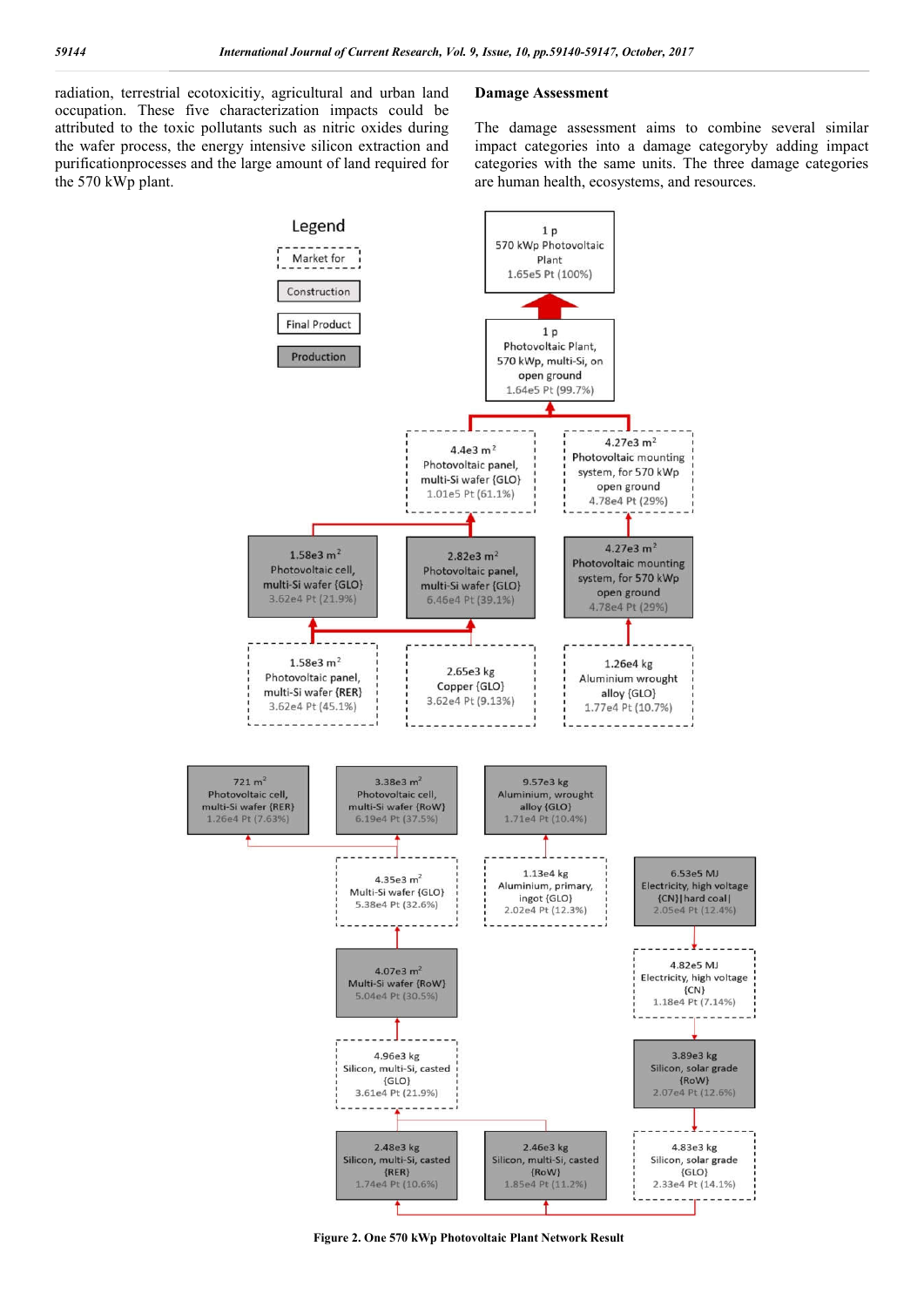radiation, terrestrial ecotoxicitiy, agricultural and urban land occupation. These five characterization impacts could be attributed to the toxic pollutants such as nitric oxides during the wafer process, the energy intensive silicon extraction and purificationprocesses and the large amount of land required for the 570 kWp plant.

## Damage Assessment

The damage assessment aims to combine several similar impact categories into a damage categoryby adding impact categories with the same units. The three damage categories are human health, ecosystems, and resources.

Legend

Market for

Construction

Final Product

Production

1 p
570 kWp Photovoltaic Plant
1.65e5 Pt (100%)

1 p
Photovoltaic Plant, 570 kWp, multi-Si, on open ground
1.64e5 Pt (99.7%)

4.4e3 $m^2$
Photovoltaic panel, multi-Si wafer {GLO}
1.01e5 Pt (61.1%)

4.27e3 $m^2$
Photovoltaic mounting system, for 570 kWp open ground
4.78e4 Pt (29%)

1.58e3 $m^2$
Photovoltaic cell, multi-Si wafer {GLO}
3.62e4 Pt (21.9%)

2.82e3 $m^2$
Photovoltaic panel, multi-Si wafer {GLO}
6.46e4 Pt (39.1%)

4.27e3 $m^2$
Photovoltaic mounting system, for 570 kWp open ground
4.78e4 Pt (29%)

1.58e3 $m^2$
Photovoltaic panel, multi-Si wafer {RER}
3.62e4 Pt (45.1%)

2.65e3 kg
Copper {GLO}
3.62e4 Pt (9.13%)

1.26e4 kg
Aluminium wrought alloy {GLO}
1.77e4 Pt (10.7%)

721 $m^2$
Photovoltaic cell, multi-Si wafer {RER}
1.26e4 Pt (7.63%)

3.38e3 $m^2$
Photovoltaic cell, multi-Si wafer {RoW}
6.19e4 Pt (37.5%)

9.57e3 kg
Aluminium, wrought alloy {GLO}
1.71e4 Pt (10.4%)

4.35e3 $m^2$
Multi-Si wafer {GLO}
5.38e4 Pt (32.6%)

1.13e4 kg
Aluminium, primary, ingot {GLO}
2.02e4 Pt (12.3%)

6.53e5 MJ
Electricity, high voltage {CN}|hard coal|
2.05e4 Pt (12.4%)

4.07e3 $m^2$
Multi-Si wafer {RoW}
5.04e4 Pt (30.5%)

4.82e5 MJ
Electricity, high voltage {CN}
1.18e4 Pt (7.14%)

4.96e3 kg
Silicon, multi-Si, casted {GLO}
3.61e4 Pt (21.9%)

3.89e3 kg
Silicon, solar grade {RoW}
2.07e4 Pt (12.6%)

2.48e3 kg
Silicon, multi-Si, casted {RER}
1.74e4 Pt (10.6%)

2.46e3 kg
Silicon, multi-Si, casted {RoW}
1.85e4 Pt (11.2%)

4.83e3 kg
Silicon, solar grade {GLO}
2.33e4 Pt (14.1%)

**Figure 2. One 570 kWp Photovoltaic Plant Network Result**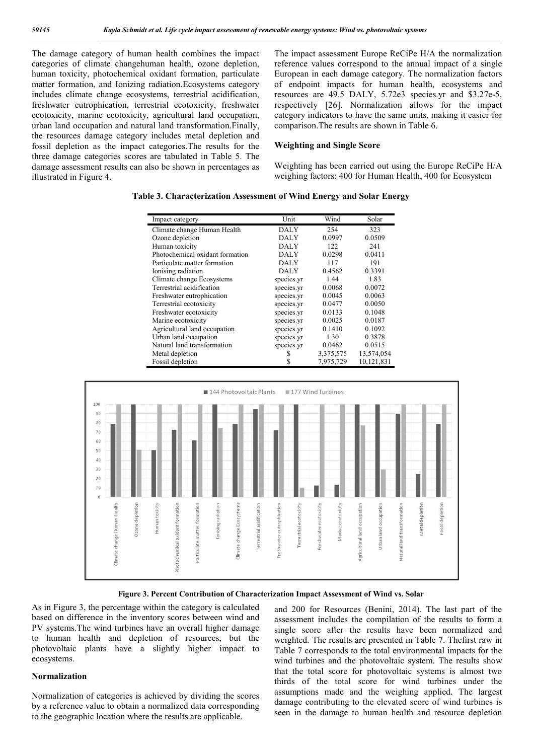The damage category of human health combines the impact categories of climate changehuman health, ozone depletion, human toxicity, photochemical oxidant formation, particulate matter formation, and Ionizing radiation.Ecosystems category includes climate change ecosystems, terrestrial acidification, freshwater eutrophication, terrestrial ecotoxicity, freshwater ecotoxicity, marine ecotoxicity, agricultural land occupation, urban land occupation and natural land transformation.Finally, the resources damage category includes metal depletion and fossil depletion as the impact categories.The results for the three damage categories scores are tabulated in Table 5. The damage assessment results can also be shown in percentages as illustrated in Figure 4.

The impact assessment Europe ReCiPe H/A the normalization reference values correspond to the annual impact of a single European in each damage category. The normalization factors of endpoint impacts for human health, ecosystems and resources are 49.5 DALY, 5.72e3 species.yr and \$3.27e-5, respectively [26]. Normalization allows for the impact category indicators to have the same units, making it easier for comparison.The results are shown in Table 6.

**Weighting and Single Score**

Weighting has been carried out using the Europe ReCiPe H/A weighing factors: 400 for Human Health, 400 for Ecosystem

**Table 3. Characterization Assessment of Wind Energy and Solar Energy**

| Impact category | Unit | Wind | Solar |
|---|---|---|---|
| Climate change Human Health | DALY | 254 | 323 |
| Ozone depletion | DALY | 0.0997 | 0.0509 |
| Human toxicity | DALY | 122 | 241 |
| Photochemical oxidant formation | DALY | 0.0298 | 0.0411 |
| Particulate matter formation | DALY | 117 | 191 |
| Ionising radiation | DALY | 0.4562 | 0.3391 |
| Climate change Ecosystems | species.yr | 1.44 | 1.83 |
| Terrestrial acidification | species.yr | 0.0068 | 0.0072 |
| Freshwater eutrophication | species.yr | 0.0045 | 0.0063 |
| Terrestrial ecotoxicity | species.yr | 0.0477 | 0.0050 |
| Freshwater ecotoxicity | species.yr | 0.0133 | 0.1048 |
| Marine ecotoxicity | species.yr | 0.0025 | 0.0187 |
| Agricultural land occupation | species.yr | 0.1410 | 0.1092 |
| Urban land occupation | species.yr | 1.30 | 0.3878 |
| Natural land transformation | species.yr | 0.0462 | 0.0515 |
| Metal depletion | \$ | 3,375,575 | 13,574,054 |
| Fossil depletion | \$ | 7,975,729 | 10,121,831 |

**Figure 3. Percent Contribution of Characterization Impact Assessment of Wind vs. Solar**

As in Figure 3, the percentage within the category is calculated based on difference in the inventory scores between wind and PV systems.The wind turbines have an overall higher damage to human health and depletion of resources, but the photovoltaic plants have a slightly higher impact to ecosystems.

**Normalization**

Normalization of categories is achieved by dividing the scores by a reference value to obtain a normalized data corresponding to the geographic location where the results are applicable.

and 200 for Resources (Benini, 2014). The last part of the assessment includes the compilation of the results to form a single score after the results have been normalized and weighted. The results are presented in Table 7. Thefirst raw in Table 7 corresponds to the total environmental impacts for the wind turbines and the photovoltaic system. The results show that the total score for photovoltaic systems is almost two thirds of the total score for wind turbines under the assumptions made and the weighing applied. The largest damage contributing to the elevated score of wind turbines is seen in the damage to human health and resource depletion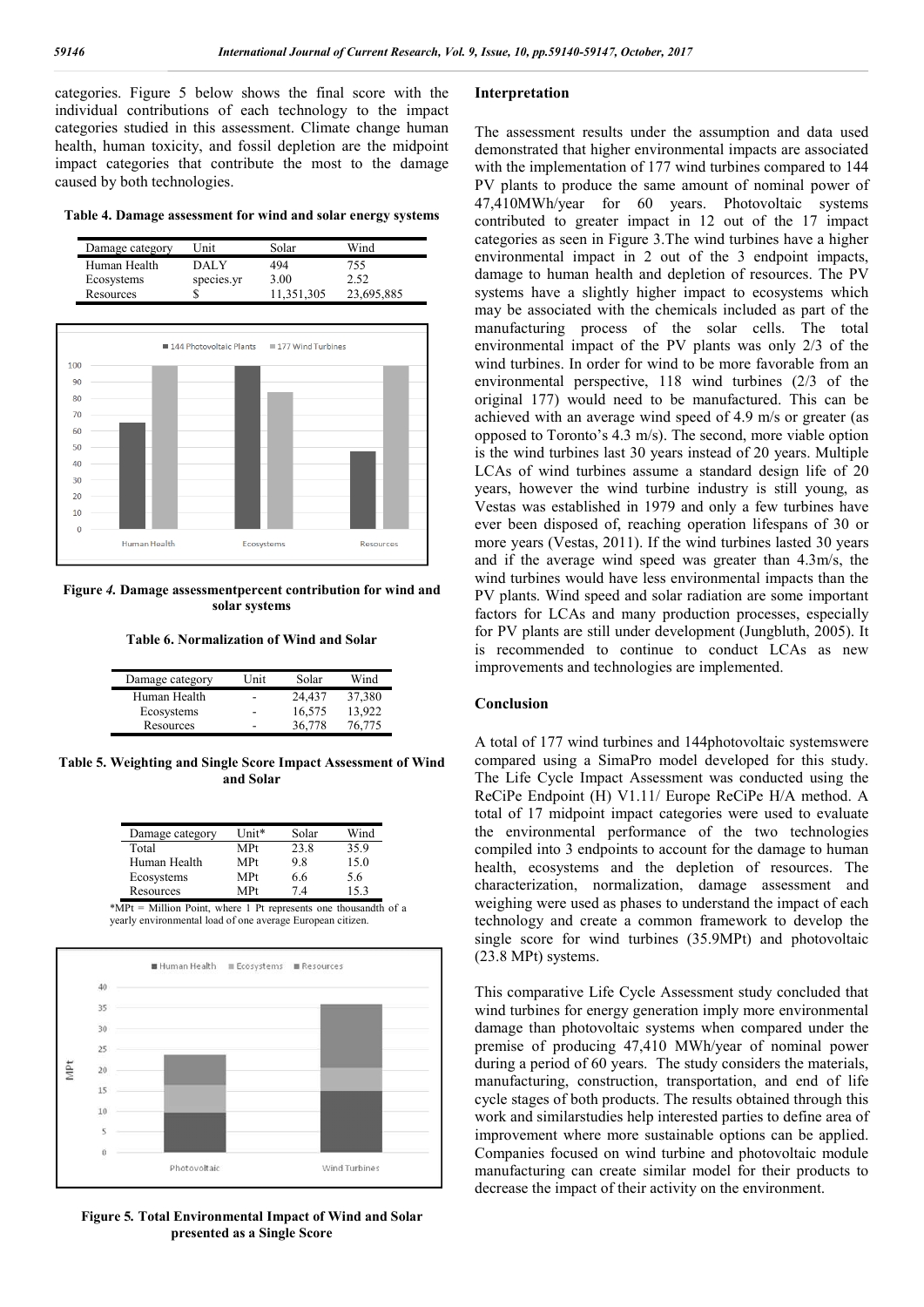categories. Figure 5 below shows the final score with the individual contributions of each technology to the impact categories studied in this assessment. Climate change human health, human toxicity, and fossil depletion are the midpoint impact categories that contribute the most to the damage caused by both technologies.

**Table 4. Damage assessment for wind and solar energy systems**

| Damage category | Unit | Solar | Wind |
|---|---|---|---|
| Human Health | DALY | 494 | 755 |
| Ecosystems | species.yr | 3.00 | 2.52 |
| Resources | $ | 11,351,305 | 23,695,885 |

**Figure *4.* Damage assessmentpercent contribution for wind and solar systems**

**Table 6. Normalization of Wind and Solar**

| Damage category | Unit | Solar | Wind |
|---|---|---|---|
| Human Health | - | 24,437 | 37,380 |
| Ecosystems | - | 16,575 | 13,922 |
| Resources | - | 36,778 | 76,775 |

**Table 5. Weighting and Single Score Impact Assessment of Wind and Solar**

| Damage category | Unit* | Solar | Wind |
|---|---|---|---|
| Total | MPt | 23.8 | 35.9 |
| Human Health | MPt | 9.8 | 15.0 |
| Ecosystems | MPt | 6.6 | 5.6 |
| Resources | MPt | 7.4 | 15.3 |

*MPt = Million Point, where 1 Pt represents one thousandth of a yearly environmental load of one average European citizen.

**Figure 5. Total Environmental Impact of Wind and Solar presented as a Single Score**

## Interpretation

The assessment results under the assumption and data used demonstrated that higher environmental impacts are associated with the implementation of 177 wind turbines compared to 144 PV plants to produce the same amount of nominal power of 47,410MWh/year for 60 years. Photovoltaic systems contributed to greater impact in 12 out of the 17 impact categories as seen in Figure 3.The wind turbines have a higher environmental impact in 2 out of the 3 endpoint impacts, damage to human health and depletion of resources. The PV systems have a slightly higher impact to ecosystems which may be associated with the chemicals included as part of the manufacturing process of the solar cells. The total environmental impact of the PV plants was only 2/3 of the wind turbines. In order for wind to be more favorable from an environmental perspective, 118 wind turbines (2/3 of the original 177) would need to be manufactured. This can be achieved with an average wind speed of 4.9 m/s or greater (as opposed to Toronto's 4.3 m/s). The second, more viable option is the wind turbines last 30 years instead of 20 years. Multiple LCAs of wind turbines assume a standard design life of 20 years, however the wind turbine industry is still young, as Vestas was established in 1979 and only a few turbines have ever been disposed of, reaching operation lifespans of 30 or more years (Vestas, 2011). If the wind turbines lasted 30 years and if the average wind speed was greater than 4.3m/s, the wind turbines would have less environmental impacts than the PV plants. Wind speed and solar radiation are some important factors for LCAs and many production processes, especially for PV plants are still under development (Jungbluth, 2005). It is recommended to continue to conduct LCAs as new improvements and technologies are implemented.

## Conclusion

A total of 177 wind turbines and 144photovoltaic systemswere compared using a SimaPro model developed for this study. The Life Cycle Impact Assessment was conducted using the ReCiPe Endpoint (H) V1.11/ Europe ReCiPe H/A method. A total of 17 midpoint impact categories were used to evaluate the environmental performance of the two technologies compiled into 3 endpoints to account for the damage to human health, ecosystems and the depletion of resources. The characterization, normalization, damage assessment and weighing were used as phases to understand the impact of each technology and create a common framework to develop the single score for wind turbines (35.9MPt) and photovoltaic (23.8 MPt) systems.

This comparative Life Cycle Assessment study concluded that wind turbines for energy generation imply more environmental damage than photovoltaic systems when compared under the premise of producing 47,410 MWh/year of nominal power during a period of 60 years. The study considers the materials, manufacturing, construction, transportation, and end of life cycle stages of both products. The results obtained through this work and similarstudies help interested parties to define area of improvement where more sustainable options can be applied. Companies focused on wind turbine and photovoltaic module manufacturing can create similar model for their products to decrease the impact of their activity on the environment.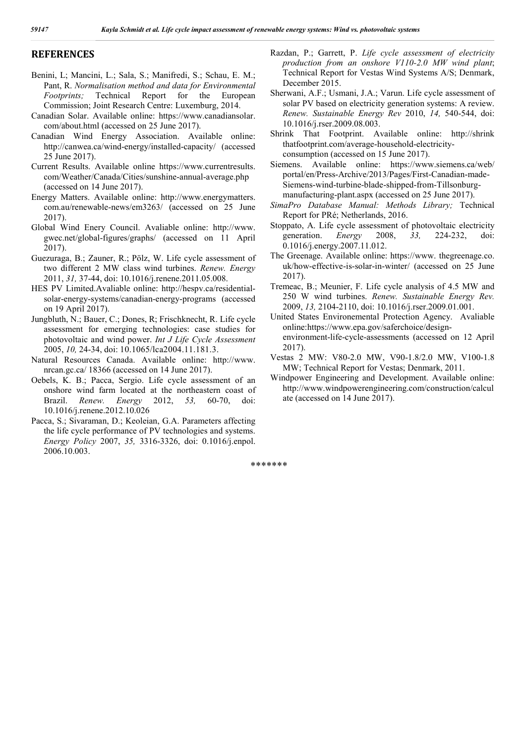## REFERENCES

Benini, L; Mancini, L.; Sala, S.; Manifredi, S.; Schau, E. M.; Pant, R. *Normalisation method and data for Environmental Footprints;* Technical Report for the European Commission; Joint Research Centre: Luxemburg, 2014.

Canadian Solar. Available online: https://www.canadiansolar.com/about.html (accessed on 25 June 2017).

Canadian Wind Energy Association. Available online: http://canwea.ca/wind-energy/installed-capacity/ (accessed 25 June 2017).

Current Results. Available online https://www.currentresults.com/Weather/Canada/Cities/sunshine-annual-average.php (accessed on 14 June 2017).

Energy Matters. Available online: http://www.energymatters.com.au/renewable-news/em3263/ (accessed on 25 June 2017).

Global Wind Enery Council. Avaliable online: http://www.gwec.net/global-figures/graphs/ (accessed on 11 April 2017).

Guezuraga, B.; Zauner, R.; Pölz, W. Life cycle assessment of two different 2 MW class wind turbines. *Renew. Energy* 2011, *31,* 37-44, doi: 10.1016/j.renene.2011.05.008.

HES PV Limited.Avaliable online: http://hespv.ca/residential-solar-energy-systems/canadian-energy-programs (accessed on 19 April 2017).

Jungbluth, N.; Bauer, C.; Dones, R; Frischknecht, R. Life cycle assessment for emerging technologies: case studies for photovoltaic and wind power. *Int J Life Cycle Assessment* 2005, *10,* 24-34, doi: 10.1065/lca2004.11.181.3.

Natural Resources Canada. Available online: http://www.nrcan.gc.ca/ 18366 (accessed on 14 June 2017).

Oebels, K. B.; Pacca, Sergio. Life cycle assessment of an onshore wind farm located at the northeastern coast of Brazil. *Renew. Energy* 2012, *53,* 60-70, doi: 10.1016/j.renene.2012.10.026

Pacca, S.; Sivaraman, D.; Keoleian, G.A. Parameters affecting the life cycle performance of PV technologies and systems. *Energy Policy* 2007, *35,* 3316-3326, doi: 0.1016/j.enpol.2006.10.003.

Razdan, P.; Garrett, P. *Life cycle assessment of electricity production from an onshore V110-2.0 MW wind plant*; Technical Report for Vestas Wind Systems A/S; Denmark, December 2015.

Sherwani, A.F.; Usmani, J.A.; Varun. Life cycle assessment of solar PV based on electricity generation systems: A review. *Renew. Sustainable Energy Rev* 2010, *14,* 540-544, doi: 10.1016/j.rser.2009.08.003.

Shrink That Footprint. Available online: http://shrinkthatfootprint.com/average-household-electricity-consumption (accessed on 15 June 2017).

Siemens. Available online: https://www.siemens.ca/web/portal/en/Press-Archive/2013/Pages/First-Canadian-made-Siemens-wind-turbine-blade-shipped-from-Tillsonburg-manufacturing-plant.aspx (accessed on 25 June 2017).

*SimaPro Database Manual: Methods Library;* Technical Report for PRé; Netherlands, 2016.

Stoppato, A. Life cycle assessment of photovoltaic electricity generation. *Energy* 2008, *33,* 224-232, doi: 0.1016/j.energy.2007.11.012.

The Greenage. Available online: https://www.thegreenage.co.uk/how-effective-is-solar-in-winter/ (accessed on 25 June 2017).

Tremeac, B.; Meunier, F. Life cycle analysis of 4.5 MW and 250 W wind turbines. *Renew. Sustainable Energy Rev.* 2009, *13,* 2104-2110, doi: 10.1016/j.rser.2009.01.001.

United States Environemental Protection Agency. Avaliable online:https://www.epa.gov/saferchoice/design-environment-life-cycle-assessments (accessed on 12 April 2017).

Vestas 2 MW: V80-2.0 MW, V90-1.8/2.0 MW, V100-1.8 MW; Technical Report for Vestas; Denmark, 2011.

Windpower Engineering and Development. Available online: http://www.windpowerengineering.com/construction/calculate (accessed on 14 June 2017).

*******